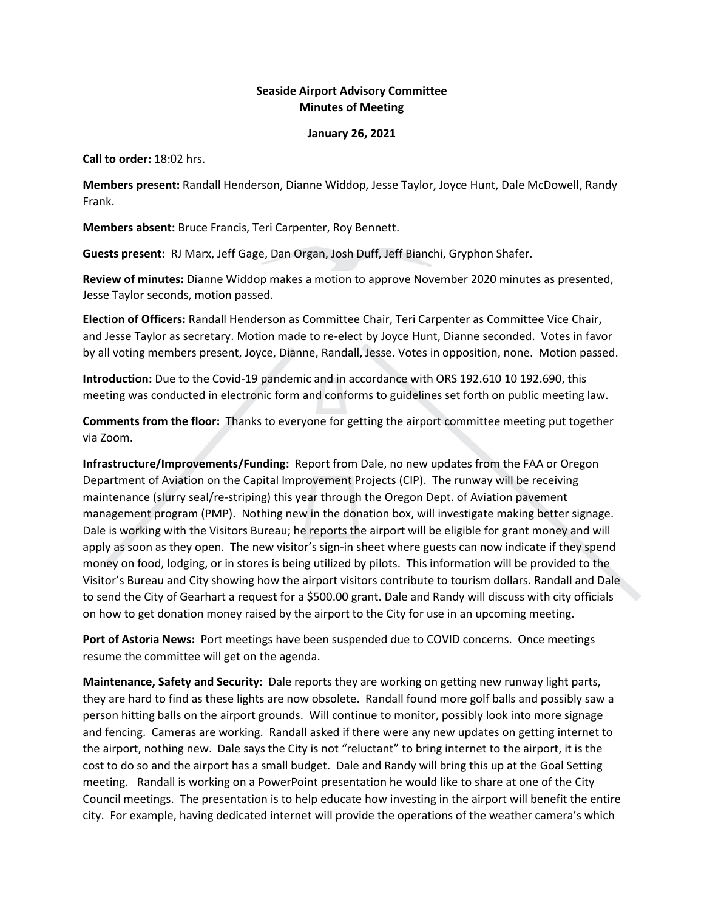**Seaside Airport Advisory Committee**
**Minutes of Meeting**

**January 26, 2021**

**Call to order:** 18:02 hrs.

**Members present:** Randall Henderson, Dianne Widdop, Jesse Taylor, Joyce Hunt, Dale McDowell, Randy Frank.

**Members absent:** Bruce Francis, Teri Carpenter, Roy Bennett.

**Guests present:** RJ Marx, Jeff Gage, Dan Organ, Josh Duff, Jeff Bianchi, Gryphon Shafer.

**Review of minutes:** Dianne Widdop makes a motion to approve November 2020 minutes as presented, Jesse Taylor seconds, motion passed.

**Election of Officers:** Randall Henderson as Committee Chair, Teri Carpenter as Committee Vice Chair, and Jesse Taylor as secretary. Motion made to re-elect by Joyce Hunt, Dianne seconded. Votes in favor by all voting members present, Joyce, Dianne, Randall, Jesse. Votes in opposition, none. Motion passed.

**Introduction:** Due to the Covid-19 pandemic and in accordance with ORS 192.610 10 192.690, this meeting was conducted in electronic form and conforms to guidelines set forth on public meeting law.

**Comments from the floor:** Thanks to everyone for getting the airport committee meeting put together via Zoom.

**Infrastructure/Improvements/Funding:** Report from Dale, no new updates from the FAA or Oregon Department of Aviation on the Capital Improvement Projects (CIP). The runway will be receiving maintenance (slurry seal/re-striping) this year through the Oregon Dept. of Aviation pavement management program (PMP). Nothing new in the donation box, will investigate making better signage. Dale is working with the Visitors Bureau; he reports the airport will be eligible for grant money and will apply as soon as they open. The new visitor's sign-in sheet where guests can now indicate if they spend money on food, lodging, or in stores is being utilized by pilots. This information will be provided to the Visitor's Bureau and City showing how the airport visitors contribute to tourism dollars. Randall and Dale to send the City of Gearhart a request for a $500.00 grant. Dale and Randy will discuss with city officials on how to get donation money raised by the airport to the City for use in an upcoming meeting.

**Port of Astoria News:** Port meetings have been suspended due to COVID concerns. Once meetings resume the committee will get on the agenda.

**Maintenance, Safety and Security:** Dale reports they are working on getting new runway light parts, they are hard to find as these lights are now obsolete. Randall found more golf balls and possibly saw a person hitting balls on the airport grounds. Will continue to monitor, possibly look into more signage and fencing. Cameras are working. Randall asked if there were any new updates on getting internet to the airport, nothing new. Dale says the City is not "reluctant" to bring internet to the airport, it is the cost to do so and the airport has a small budget. Dale and Randy will bring this up at the Goal Setting meeting. Randall is working on a PowerPoint presentation he would like to share at one of the City Council meetings. The presentation is to help educate how investing in the airport will benefit the entire city. For example, having dedicated internet will provide the operations of the weather camera's which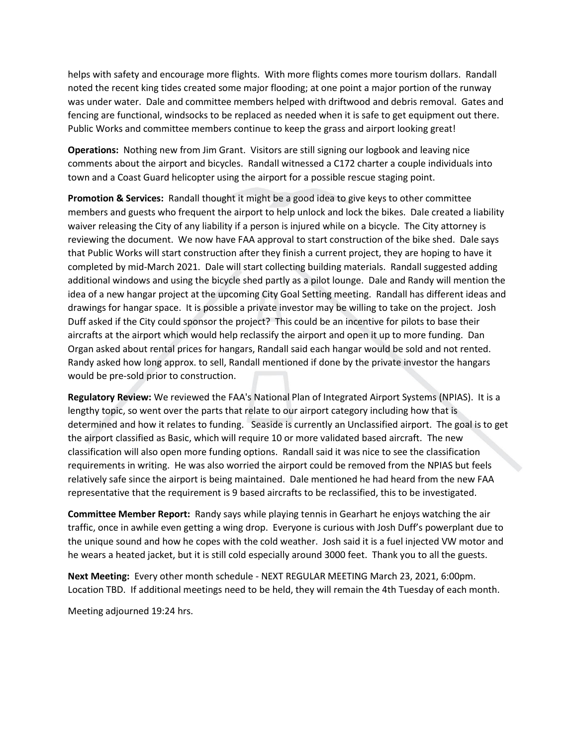helps with safety and encourage more flights. With more flights comes more tourism dollars. Randall noted the recent king tides created some major flooding; at one point a major portion of the runway was under water. Dale and committee members helped with driftwood and debris removal. Gates and fencing are functional, windsocks to be replaced as needed when it is safe to get equipment out there. Public Works and committee members continue to keep the grass and airport looking great!

**Operations:** Nothing new from Jim Grant. Visitors are still signing our logbook and leaving nice comments about the airport and bicycles. Randall witnessed a C172 charter a couple individuals into town and a Coast Guard helicopter using the airport for a possible rescue staging point.

**Promotion & Services:** Randall thought it might be a good idea to give keys to other committee members and guests who frequent the airport to help unlock and lock the bikes. Dale created a liability waiver releasing the City of any liability if a person is injured while on a bicycle. The City attorney is reviewing the document. We now have FAA approval to start construction of the bike shed. Dale says that Public Works will start construction after they finish a current project, they are hoping to have it completed by mid-March 2021. Dale will start collecting building materials. Randall suggested adding additional windows and using the bicycle shed partly as a pilot lounge. Dale and Randy will mention the idea of a new hangar project at the upcoming City Goal Setting meeting. Randall has different ideas and drawings for hangar space. It is possible a private investor may be willing to take on the project. Josh Duff asked if the City could sponsor the project? This could be an incentive for pilots to base their aircrafts at the airport which would help reclassify the airport and open it up to more funding. Dan Organ asked about rental prices for hangars, Randall said each hangar would be sold and not rented. Randy asked how long approx. to sell, Randall mentioned if done by the private investor the hangars would be pre-sold prior to construction.

**Regulatory Review:** We reviewed the FAA's National Plan of Integrated Airport Systems (NPIAS). It is a lengthy topic, so went over the parts that relate to our airport category including how that is determined and how it relates to funding. Seaside is currently an Unclassified airport. The goal is to get the airport classified as Basic, which will require 10 or more validated based aircraft. The new classification will also open more funding options. Randall said it was nice to see the classification requirements in writing. He was also worried the airport could be removed from the NPIAS but feels relatively safe since the airport is being maintained. Dale mentioned he had heard from the new FAA representative that the requirement is 9 based aircrafts to be reclassified, this to be investigated.

**Committee Member Report:** Randy says while playing tennis in Gearhart he enjoys watching the air traffic, once in awhile even getting a wing drop. Everyone is curious with Josh Duff's powerplant due to the unique sound and how he copes with the cold weather. Josh said it is a fuel injected VW motor and he wears a heated jacket, but it is still cold especially around 3000 feet. Thank you to all the guests.

**Next Meeting:** Every other month schedule - NEXT REGULAR MEETING March 23, 2021, 6:00pm. Location TBD. If additional meetings need to be held, they will remain the 4th Tuesday of each month.

Meeting adjourned 19:24 hrs.